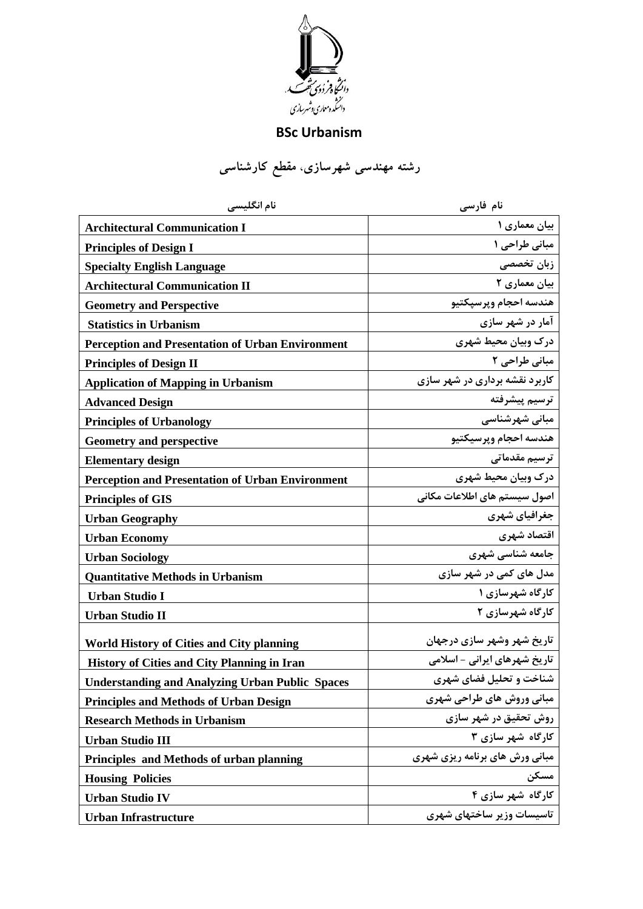دانشگاه فردوسی مشهد
دانشکده معماری و شهرسازی

## BSc Urbanism

## رشته مهندسی شهرسازی، مقطع کارشناسی

| نام انگلیسی | نام فارسی |
|---|---|
| Architectural Communication I | بیان معماری ۱ |
| Principles of Design I | مبانی طراحی ۱ |
| Specialty English Language | زبان تخصصی |
| Architectural Communication II | بیان معماری ۲ |
| Geometry and Perspective | هندسه احجام وپرسپکتیو |
| Statistics in Urbanism | آمار در شهر سازی |
| Perception and Presentation of Urban Environment | درک وبیان محیط شهری |
| Principles of Design II | مبانی طراحی ۲ |
| Application of Mapping in Urbanism | کاربرد نقشه برداری در شهر سازی |
| Advanced Design | ترسیم پیشرفته |
| Principles of Urbanology | مبانی شهرشناسی |
| Geometry and perspective | هندسه احجام وپرسپکتیو |
| Elementary design | ترسیم مقدماتی |
| Perception and Presentation of Urban Environment | درک وبیان محیط شهری |
| Principles of GIS | اصول سیستم های اطلاعات مکانی |
| Urban Geography | جغرافیای شهری |
| Urban Economy | اقتصاد شهری |
| Urban Sociology | جامعه شناسی شهری |
| Quantitative Methods in Urbanism | مدل های کمی در شهر سازی |
| Urban Studio I | کارگاه شهرسازی ۱ |
| Urban Studio II | کارگاه شهرسازی ۲ |
| World History of Cities and City planning | تاریخ شهر وشهر سازی درجهان |
| History of Cities and City Planning in Iran | تاریخ شهرهای ایرانی - اسلامی |
| Understanding and Analyzing Urban Public Spaces | شناخت و تحلیل فضای شهری |
| Principles and Methods of Urban Design | مبانی وروش های طراحی شهری |
| Research Methods in Urbanism | روش تحقیق در شهر سازی |
| Urban Studio III | کارگاه شهر سازی ۳ |
| Principles and Methods of urban planning | مبانی ورش های برنامه ریزی شهری |
| Housing Policies | مسکن |
| Urban Studio IV | کارگاه شهر سازی ۴ |
| Urban Infrastructure | تاسیسات وزیر ساختهای شهری |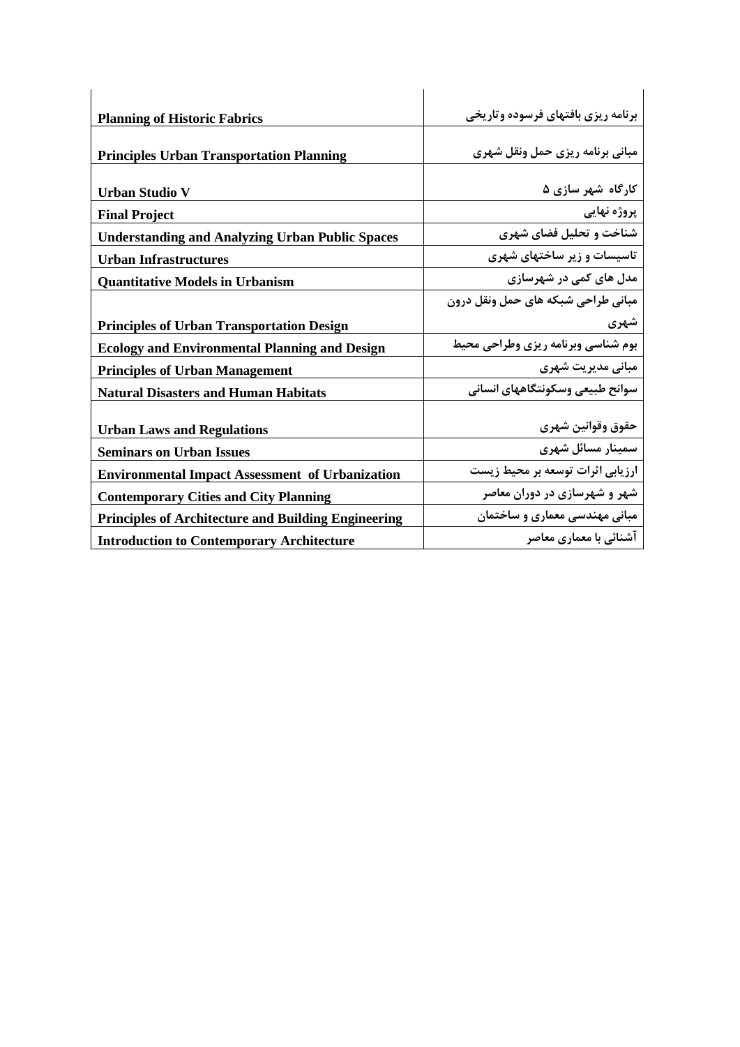| | |
|---|---|
| **Planning of Historic Fabrics** | **برنامه ریزی بافتهای فرسوده وتاریخی** |
| **Principles Urban Transportation Planning** | **مبانی برنامه ریزی حمل ونقل شهری** |
| **Urban Studio V** | **کارگاه شهر سازی ۵** |
| **Final Project** | **پروژه نهایی** |
| **Understanding and Analyzing Urban Public Spaces** | **شناخت و تحلیل فضای شهری** |
| **Urban Infrastructures** | **تاسیسات و زیر ساختهای شهری** |
| **Quantitative Models in Urbanism** | **مدل های کمی در شهرسازی** |
| **Principles of Urban Transportation Design** | **مبانی طراحی شبکه های حمل ونقل درون شهری** |
| **Ecology and Environmental Planning and Design** | **بوم شناسی وبرنامه ریزی وطراحی محیط** |
| **Principles of Urban Management** | **مبانی مدیریت شهری** |
| **Natural Disasters and Human Habitats** | **سوانح طبیعی وسکونتگاههای انسانی** |
| **Urban Laws and Regulations** | **حقوق وقوانین شهری** |
| **Seminars on Urban Issues** | **سمینار مسائل شهری** |
| **Environmental Impact Assessment of Urbanization** | **ارزیابی اثرات توسعه بر محیط زیست** |
| **Contemporary Cities and City Planning** | **شهر و شهرسازی در دوران معاصر** |
| **Principles of Architecture and Building Engineering** | **مبانی مهندسی معماری و ساختمان** |
| **Introduction to Contemporary Architecture** | **آشنائی با معماری معاصر** |